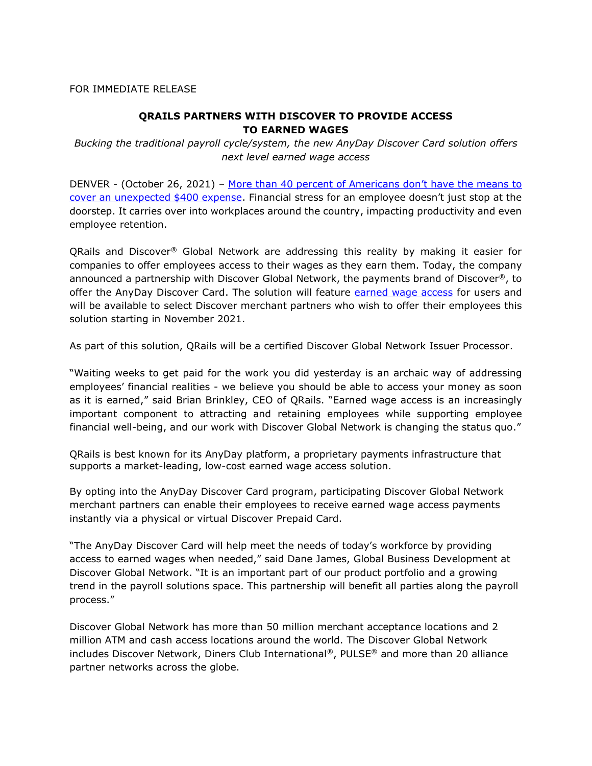FOR IMMEDIATE RELEASE

# QRAILS PARTNERS WITH DISCOVER TO PROVIDE ACCESS TO EARNED WAGES

*Bucking the traditional payroll cycle/system, the new AnyDay Discover Card solution offers next level earned wage access*

DENVER - (October 26, 2021) – [More than 40 percent of Americans don't have the means to cover an unexpected $400 expense](). Financial stress for an employee doesn't just stop at the doorstep. It carries over into workplaces around the country, impacting productivity and even employee retention.

QRails and Discover® Global Network are addressing this reality by making it easier for companies to offer employees access to their wages as they earn them. Today, the company announced a partnership with Discover Global Network, the payments brand of Discover®, to offer the AnyDay Discover Card. The solution will feature [earned wage access]() for users and will be available to select Discover merchant partners who wish to offer their employees this solution starting in November 2021.

As part of this solution, QRails will be a certified Discover Global Network Issuer Processor.

"Waiting weeks to get paid for the work you did yesterday is an archaic way of addressing employees' financial realities - we believe you should be able to access your money as soon as it is earned," said Brian Brinkley, CEO of QRails. "Earned wage access is an increasingly important component to attracting and retaining employees while supporting employee financial well-being, and our work with Discover Global Network is changing the status quo."

QRails is best known for its AnyDay platform, a proprietary payments infrastructure that supports a market-leading, low-cost earned wage access solution.

By opting into the AnyDay Discover Card program, participating Discover Global Network merchant partners can enable their employees to receive earned wage access payments instantly via a physical or virtual Discover Prepaid Card.

"The AnyDay Discover Card will help meet the needs of today's workforce by providing access to earned wages when needed," said Dane James, Global Business Development at Discover Global Network. "It is an important part of our product portfolio and a growing trend in the payroll solutions space. This partnership will benefit all parties along the payroll process."

Discover Global Network has more than 50 million merchant acceptance locations and 2 million ATM and cash access locations around the world. The Discover Global Network includes Discover Network, Diners Club International®, PULSE® and more than 20 alliance partner networks across the globe.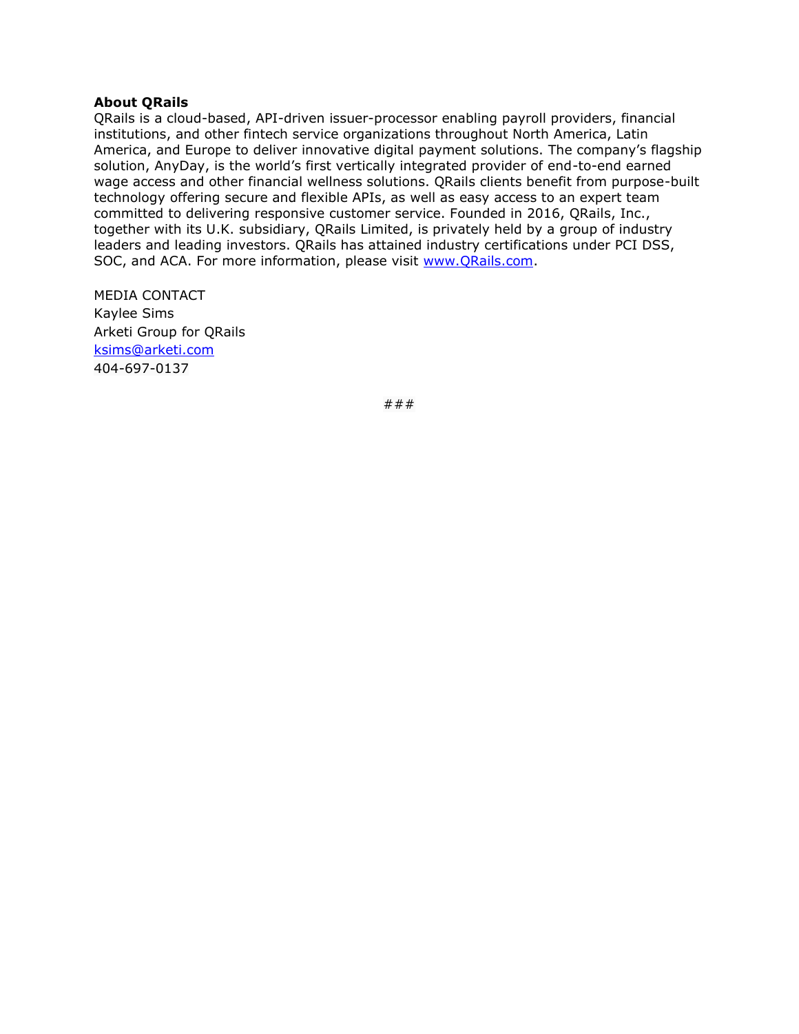**About QRails**
QRails is a cloud-based, API-driven issuer-processor enabling payroll providers, financial institutions, and other fintech service organizations throughout North America, Latin America, and Europe to deliver innovative digital payment solutions. The company's flagship solution, AnyDay, is the world's first vertically integrated provider of end-to-end earned wage access and other financial wellness solutions. QRails clients benefit from purpose-built technology offering secure and flexible APIs, as well as easy access to an expert team committed to delivering responsive customer service. Founded in 2016, QRails, Inc., together with its U.K. subsidiary, QRails Limited, is privately held by a group of industry leaders and leading investors. QRails has attained industry certifications under PCI DSS, SOC, and ACA. For more information, please visit www.QRails.com.

MEDIA CONTACT
Kaylee Sims
Arketi Group for QRails
ksims@arketi.com
404-697-0137

###